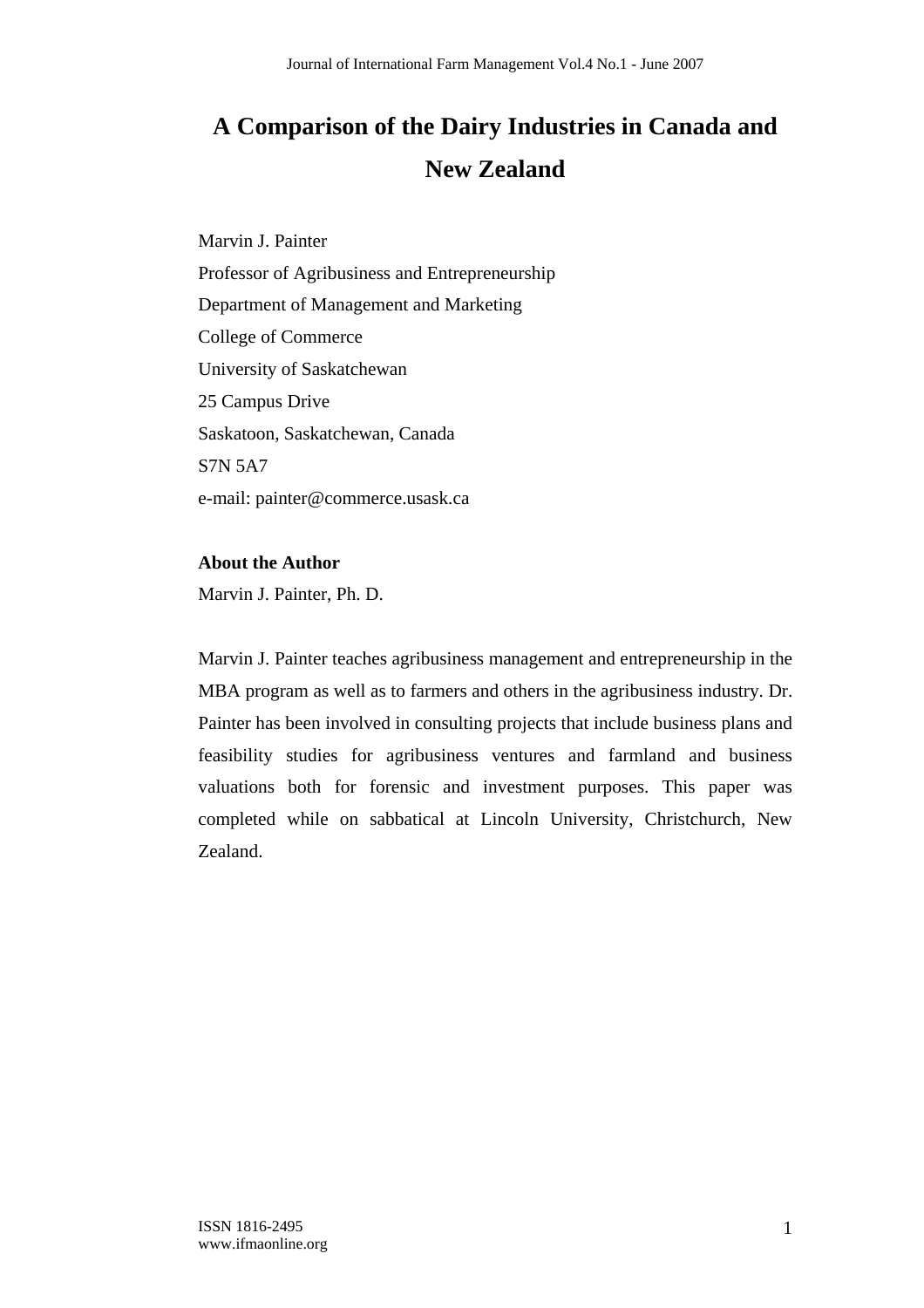# A Comparison of the Dairy Industries in Canada and New Zealand

Marvin J. Painter
Professor of Agribusiness and Entrepreneurship
Department of Management and Marketing
College of Commerce
University of Saskatchewan
25 Campus Drive
Saskatoon, Saskatchewan, Canada
S7N 5A7
e-mail: painter@commerce.usask.ca

**About the Author**

Marvin J. Painter, Ph. D.

Marvin J. Painter teaches agribusiness management and entrepreneurship in the MBA program as well as to farmers and others in the agribusiness industry. Dr. Painter has been involved in consulting projects that include business plans and feasibility studies for agribusiness ventures and farmland and business valuations both for forensic and investment purposes. This paper was completed while on sabbatical at Lincoln University, Christchurch, New Zealand.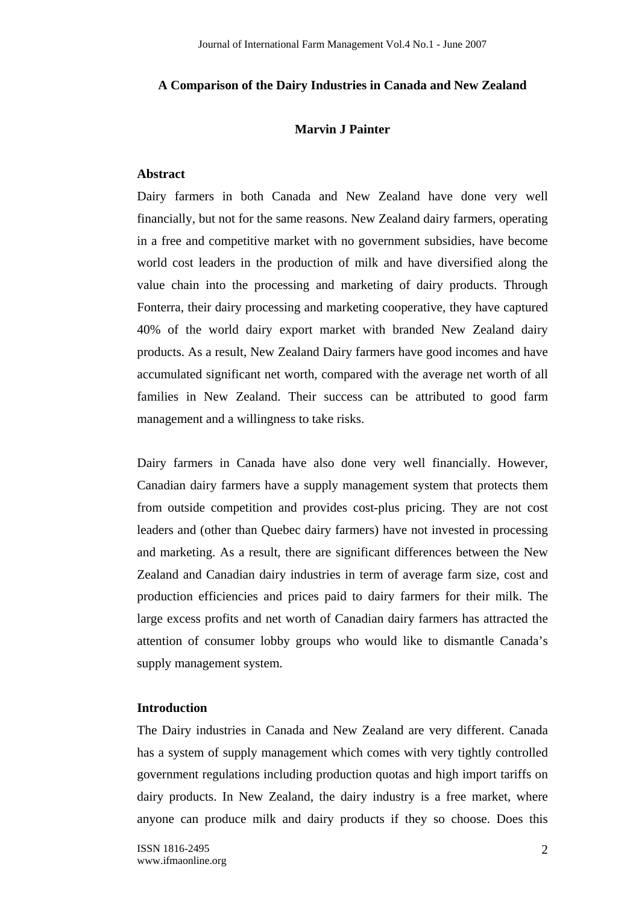# A Comparison of the Dairy Industries in Canada and New Zealand

**Marvin J Painter**

## Abstract

Dairy farmers in both Canada and New Zealand have done very well financially, but not for the same reasons. New Zealand dairy farmers, operating in a free and competitive market with no government subsidies, have become world cost leaders in the production of milk and have diversified along the value chain into the processing and marketing of dairy products. Through Fonterra, their dairy processing and marketing cooperative, they have captured 40% of the world dairy export market with branded New Zealand dairy products. As a result, New Zealand Dairy farmers have good incomes and have accumulated significant net worth, compared with the average net worth of all families in New Zealand. Their success can be attributed to good farm management and a willingness to take risks.

Dairy farmers in Canada have also done very well financially. However, Canadian dairy farmers have a supply management system that protects them from outside competition and provides cost-plus pricing. They are not cost leaders and (other than Quebec dairy farmers) have not invested in processing and marketing. As a result, there are significant differences between the New Zealand and Canadian dairy industries in term of average farm size, cost and production efficiencies and prices paid to dairy farmers for their milk. The large excess profits and net worth of Canadian dairy farmers has attracted the attention of consumer lobby groups who would like to dismantle Canada's supply management system.

## Introduction

The Dairy industries in Canada and New Zealand are very different. Canada has a system of supply management which comes with very tightly controlled government regulations including production quotas and high import tariffs on dairy products. In New Zealand, the dairy industry is a free market, where anyone can produce milk and dairy products if they so choose. Does this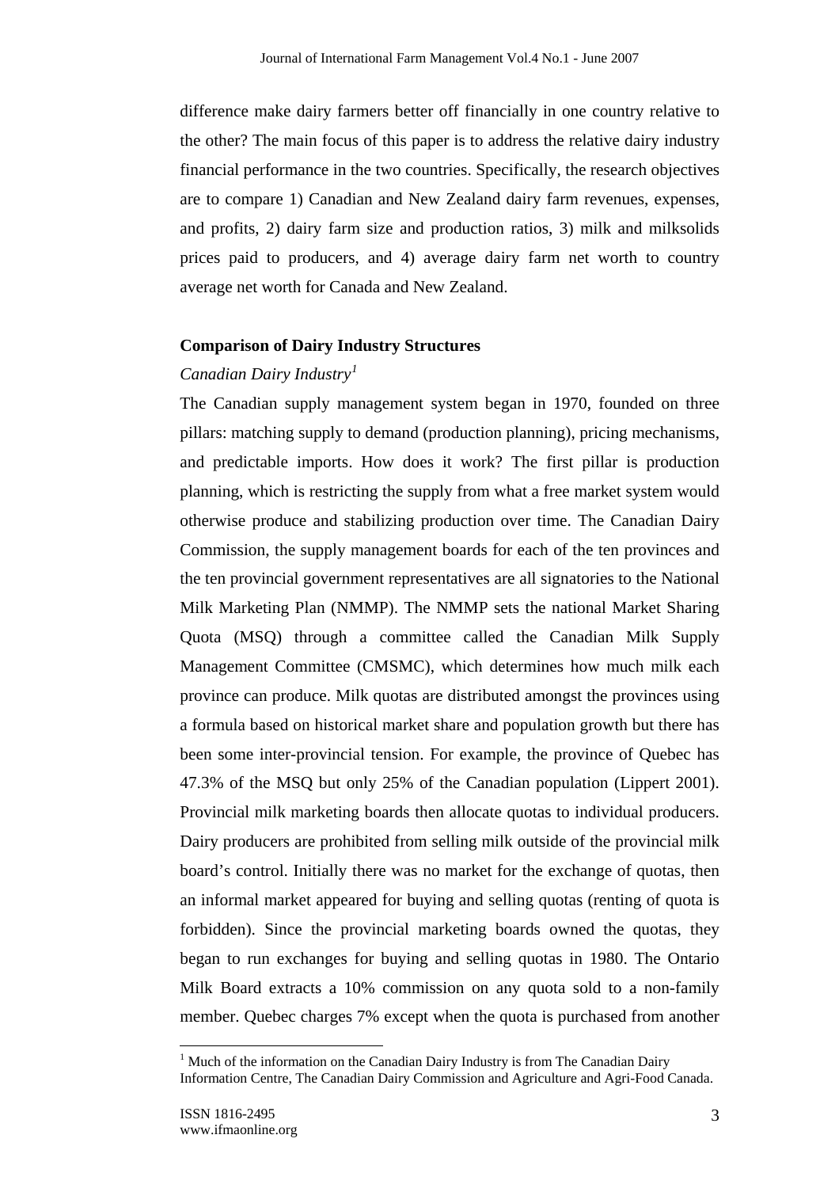difference make dairy farmers better off financially in one country relative to the other? The main focus of this paper is to address the relative dairy industry financial performance in the two countries. Specifically, the research objectives are to compare 1) Canadian and New Zealand dairy farm revenues, expenses, and profits, 2) dairy farm size and production ratios, 3) milk and milksolids prices paid to producers, and 4) average dairy farm net worth to country average net worth for Canada and New Zealand.

## Comparison of Dairy Industry Structures

### *Canadian Dairy Industry*[1]

The Canadian supply management system began in 1970, founded on three pillars: matching supply to demand (production planning), pricing mechanisms, and predictable imports. How does it work? The first pillar is production planning, which is restricting the supply from what a free market system would otherwise produce and stabilizing production over time. The Canadian Dairy Commission, the supply management boards for each of the ten provinces and the ten provincial government representatives are all signatories to the National Milk Marketing Plan (NMMP). The NMMP sets the national Market Sharing Quota (MSQ) through a committee called the Canadian Milk Supply Management Committee (CMSMC), which determines how much milk each province can produce. Milk quotas are distributed amongst the provinces using a formula based on historical market share and population growth but there has been some inter-provincial tension. For example, the province of Quebec has 47.3% of the MSQ but only 25% of the Canadian population (Lippert 2001). Provincial milk marketing boards then allocate quotas to individual producers. Dairy producers are prohibited from selling milk outside of the provincial milk board's control. Initially there was no market for the exchange of quotas, then an informal market appeared for buying and selling quotas (renting of quota is forbidden). Since the provincial marketing boards owned the quotas, they began to run exchanges for buying and selling quotas in 1980. The Ontario Milk Board extracts a 10% commission on any quota sold to a non-family member. Quebec charges 7% except when the quota is purchased from another

---

[1] Much of the information on the Canadian Dairy Industry is from The Canadian Dairy Information Centre, The Canadian Dairy Commission and Agriculture and Agri-Food Canada.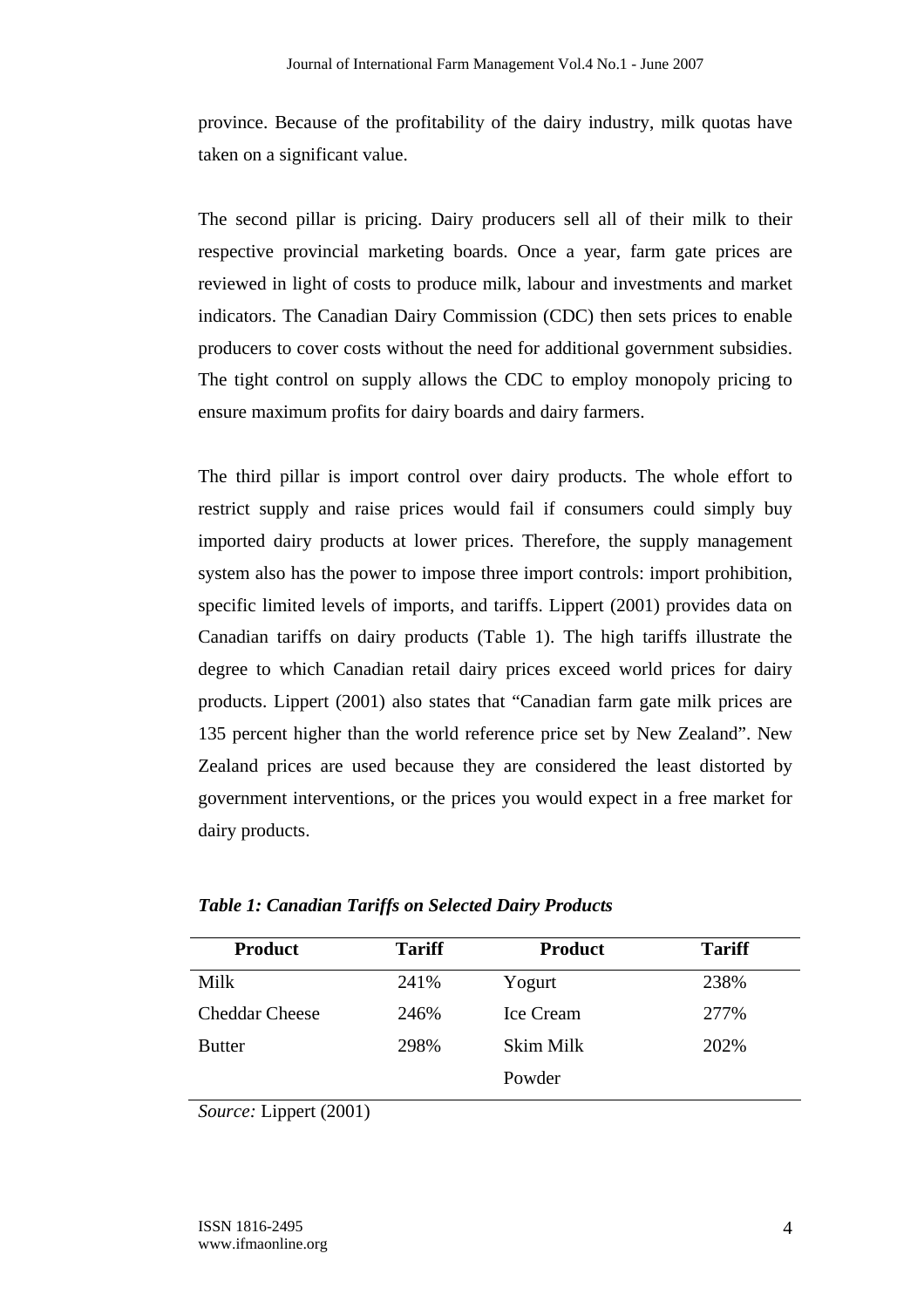province. Because of the profitability of the dairy industry, milk quotas have taken on a significant value.

The second pillar is pricing. Dairy producers sell all of their milk to their respective provincial marketing boards. Once a year, farm gate prices are reviewed in light of costs to produce milk, labour and investments and market indicators. The Canadian Dairy Commission (CDC) then sets prices to enable producers to cover costs without the need for additional government subsidies. The tight control on supply allows the CDC to employ monopoly pricing to ensure maximum profits for dairy boards and dairy farmers.

The third pillar is import control over dairy products. The whole effort to restrict supply and raise prices would fail if consumers could simply buy imported dairy products at lower prices. Therefore, the supply management system also has the power to impose three import controls: import prohibition, specific limited levels of imports, and tariffs. Lippert (2001) provides data on Canadian tariffs on dairy products (Table 1). The high tariffs illustrate the degree to which Canadian retail dairy prices exceed world prices for dairy products. Lippert (2001) also states that "Canadian farm gate milk prices are 135 percent higher than the world reference price set by New Zealand". New Zealand prices are used because they are considered the least distorted by government interventions, or the prices you would expect in a free market for dairy products.

***Table 1: Canadian Tariffs on Selected Dairy Products***

| Product | Tariff | Product | Tariff |
|---|---|---|---|
| Milk | 241% | Yogurt | 238% |
| Cheddar Cheese | 246% | Ice Cream | 277% |
| Butter | 298% | Skim Milk Powder | 202% |

*Source:* Lippert (2001)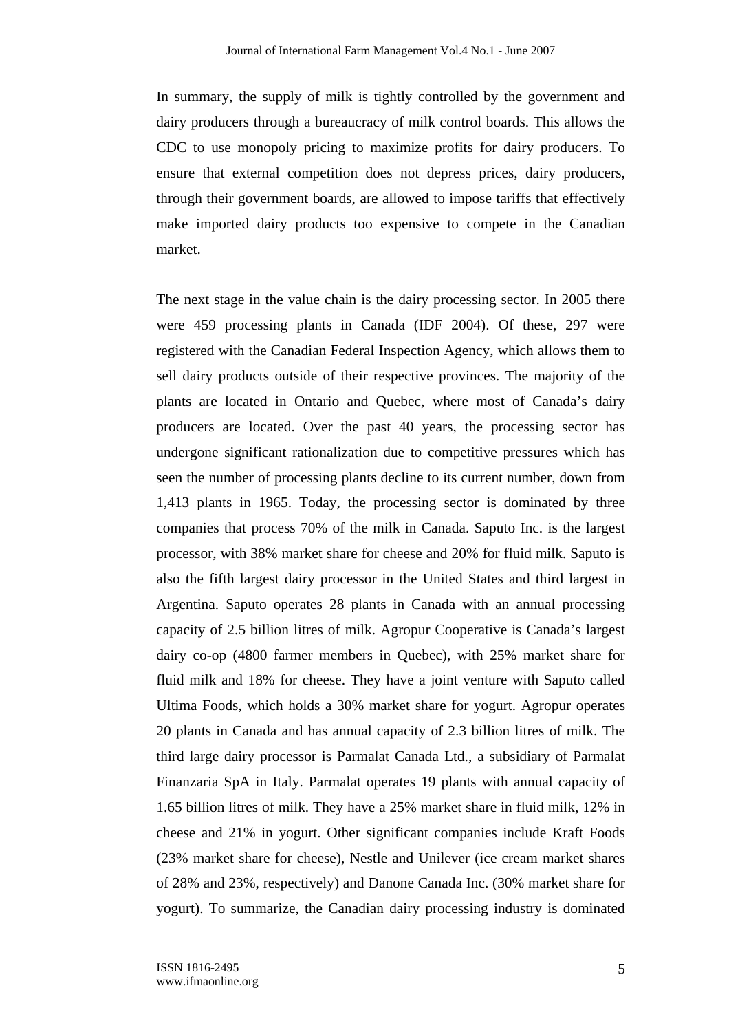In summary, the supply of milk is tightly controlled by the government and dairy producers through a bureaucracy of milk control boards. This allows the CDC to use monopoly pricing to maximize profits for dairy producers. To ensure that external competition does not depress prices, dairy producers, through their government boards, are allowed to impose tariffs that effectively make imported dairy products too expensive to compete in the Canadian market.

The next stage in the value chain is the dairy processing sector. In 2005 there were 459 processing plants in Canada (IDF 2004). Of these, 297 were registered with the Canadian Federal Inspection Agency, which allows them to sell dairy products outside of their respective provinces. The majority of the plants are located in Ontario and Quebec, where most of Canada's dairy producers are located. Over the past 40 years, the processing sector has undergone significant rationalization due to competitive pressures which has seen the number of processing plants decline to its current number, down from 1,413 plants in 1965. Today, the processing sector is dominated by three companies that process 70% of the milk in Canada. Saputo Inc. is the largest processor, with 38% market share for cheese and 20% for fluid milk. Saputo is also the fifth largest dairy processor in the United States and third largest in Argentina. Saputo operates 28 plants in Canada with an annual processing capacity of 2.5 billion litres of milk. Agropur Cooperative is Canada's largest dairy co-op (4800 farmer members in Quebec), with 25% market share for fluid milk and 18% for cheese. They have a joint venture with Saputo called Ultima Foods, which holds a 30% market share for yogurt. Agropur operates 20 plants in Canada and has annual capacity of 2.3 billion litres of milk. The third large dairy processor is Parmalat Canada Ltd., a subsidiary of Parmalat Finanzaria SpA in Italy. Parmalat operates 19 plants with annual capacity of 1.65 billion litres of milk. They have a 25% market share in fluid milk, 12% in cheese and 21% in yogurt. Other significant companies include Kraft Foods (23% market share for cheese), Nestle and Unilever (ice cream market shares of 28% and 23%, respectively) and Danone Canada Inc. (30% market share for yogurt). To summarize, the Canadian dairy processing industry is dominated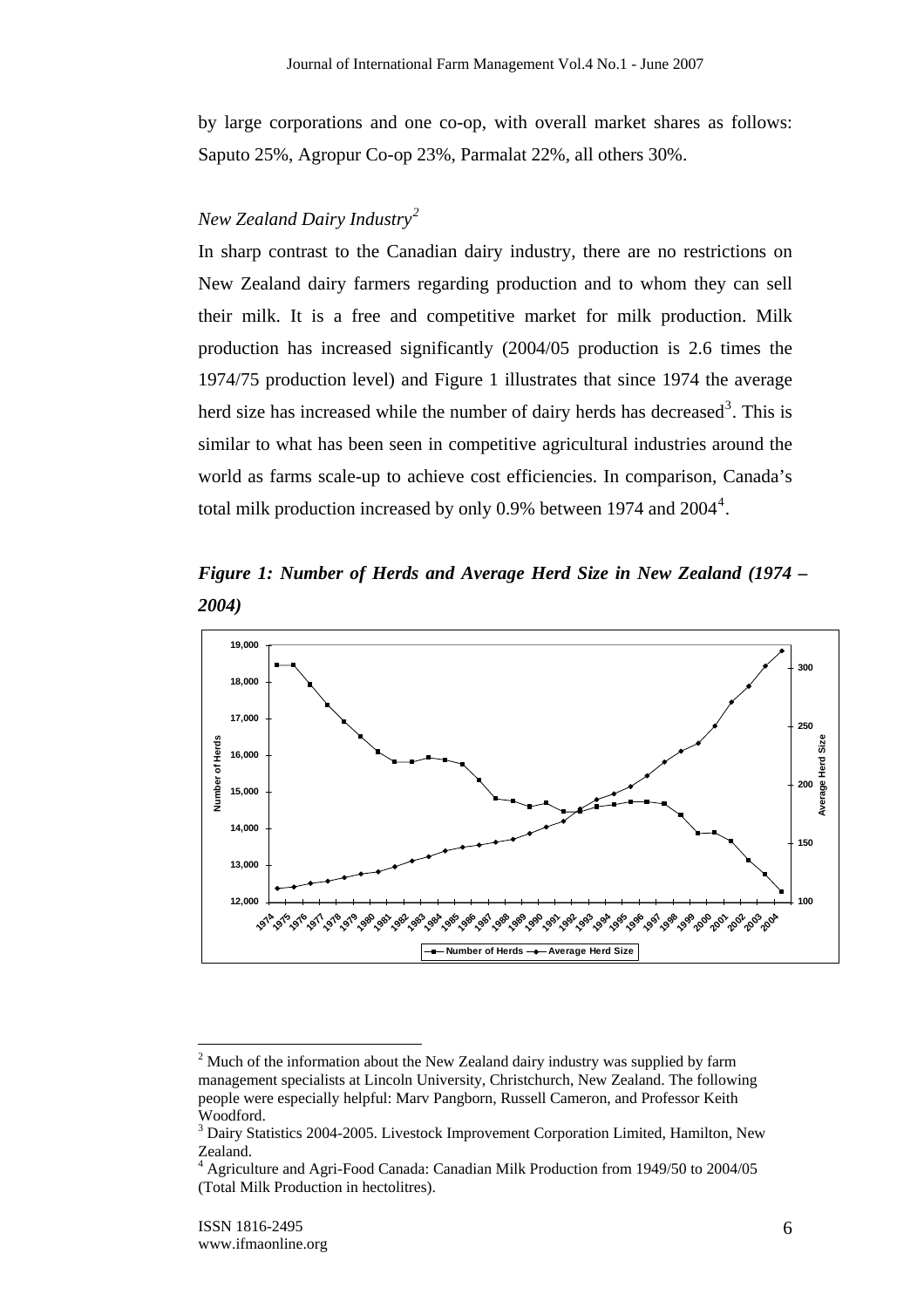by large corporations and one co-op, with overall market shares as follows: Saputo 25%, Agropur Co-op 23%, Parmalat 22%, all others 30%.

### *New Zealand Dairy Industry*[2]

In sharp contrast to the Canadian dairy industry, there are no restrictions on New Zealand dairy farmers regarding production and to whom they can sell their milk. It is a free and competitive market for milk production. Milk production has increased significantly (2004/05 production is 2.6 times the 1974/75 production level) and Figure 1 illustrates that since 1974 the average herd size has increased while the number of dairy herds has decreased[3]. This is similar to what has been seen in competitive agricultural industries around the world as farms scale-up to achieve cost efficiencies. In comparison, Canada's total milk production increased by only 0.9% between 1974 and 2004[4].

***Figure 1: Number of Herds and Average Herd Size in New Zealand (1974 – 2004)***

---

[2] Much of the information about the New Zealand dairy industry was supplied by farm management specialists at Lincoln University, Christchurch, New Zealand. The following people were especially helpful: Marv Pangborn, Russell Cameron, and Professor Keith Woodford.

[3] Dairy Statistics 2004-2005. Livestock Improvement Corporation Limited, Hamilton, New Zealand.

[4] Agriculture and Agri-Food Canada: Canadian Milk Production from 1949/50 to 2004/05 (Total Milk Production in hectolitres).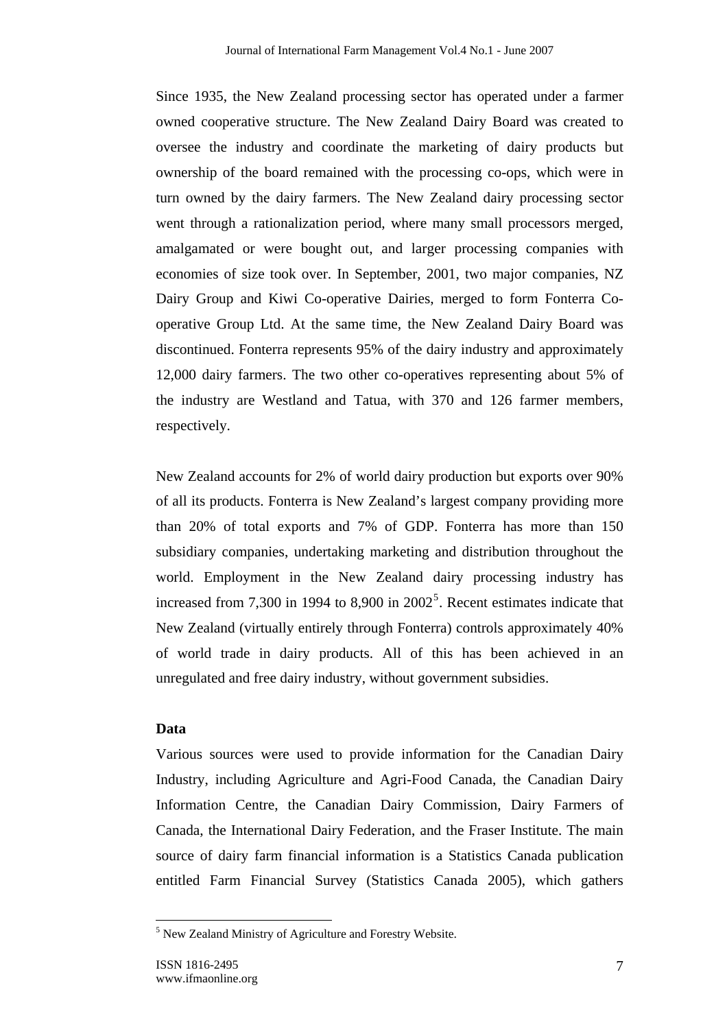Since 1935, the New Zealand processing sector has operated under a farmer owned cooperative structure. The New Zealand Dairy Board was created to oversee the industry and coordinate the marketing of dairy products but ownership of the board remained with the processing co-ops, which were in turn owned by the dairy farmers. The New Zealand dairy processing sector went through a rationalization period, where many small processors merged, amalgamated or were bought out, and larger processing companies with economies of size took over. In September, 2001, two major companies, NZ Dairy Group and Kiwi Co-operative Dairies, merged to form Fonterra Co-operative Group Ltd. At the same time, the New Zealand Dairy Board was discontinued. Fonterra represents 95% of the dairy industry and approximately 12,000 dairy farmers. The two other co-operatives representing about 5% of the industry are Westland and Tatua, with 370 and 126 farmer members, respectively.

New Zealand accounts for 2% of world dairy production but exports over 90% of all its products. Fonterra is New Zealand's largest company providing more than 20% of total exports and 7% of GDP. Fonterra has more than 150 subsidiary companies, undertaking marketing and distribution throughout the world. Employment in the New Zealand dairy processing industry has increased from 7,300 in 1994 to 8,900 in 2002[5]. Recent estimates indicate that New Zealand (virtually entirely through Fonterra) controls approximately 40% of world trade in dairy products. All of this has been achieved in an unregulated and free dairy industry, without government subsidies.

**Data**

Various sources were used to provide information for the Canadian Dairy Industry, including Agriculture and Agri-Food Canada, the Canadian Dairy Information Centre, the Canadian Dairy Commission, Dairy Farmers of Canada, the International Dairy Federation, and the Fraser Institute. The main source of dairy farm financial information is a Statistics Canada publication entitled Farm Financial Survey (Statistics Canada 2005), which gathers

[5] New Zealand Ministry of Agriculture and Forestry Website.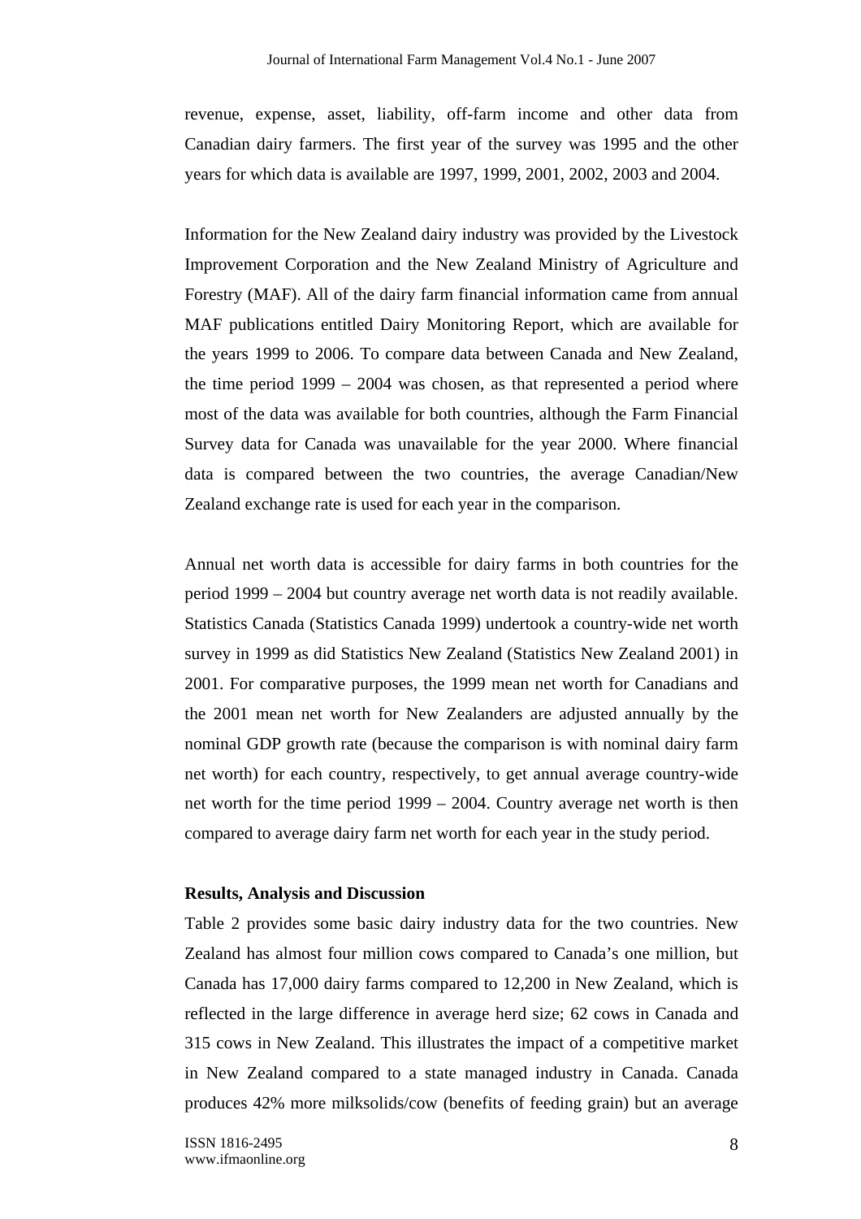revenue, expense, asset, liability, off-farm income and other data from Canadian dairy farmers. The first year of the survey was 1995 and the other years for which data is available are 1997, 1999, 2001, 2002, 2003 and 2004.

Information for the New Zealand dairy industry was provided by the Livestock Improvement Corporation and the New Zealand Ministry of Agriculture and Forestry (MAF). All of the dairy farm financial information came from annual MAF publications entitled Dairy Monitoring Report, which are available for the years 1999 to 2006. To compare data between Canada and New Zealand, the time period 1999 – 2004 was chosen, as that represented a period where most of the data was available for both countries, although the Farm Financial Survey data for Canada was unavailable for the year 2000. Where financial data is compared between the two countries, the average Canadian/New Zealand exchange rate is used for each year in the comparison.

Annual net worth data is accessible for dairy farms in both countries for the period 1999 – 2004 but country average net worth data is not readily available. Statistics Canada (Statistics Canada 1999) undertook a country-wide net worth survey in 1999 as did Statistics New Zealand (Statistics New Zealand 2001) in 2001. For comparative purposes, the 1999 mean net worth for Canadians and the 2001 mean net worth for New Zealanders are adjusted annually by the nominal GDP growth rate (because the comparison is with nominal dairy farm net worth) for each country, respectively, to get annual average country-wide net worth for the time period 1999 – 2004. Country average net worth is then compared to average dairy farm net worth for each year in the study period.

**Results, Analysis and Discussion**

Table 2 provides some basic dairy industry data for the two countries. New Zealand has almost four million cows compared to Canada's one million, but Canada has 17,000 dairy farms compared to 12,200 in New Zealand, which is reflected in the large difference in average herd size; 62 cows in Canada and 315 cows in New Zealand. This illustrates the impact of a competitive market in New Zealand compared to a state managed industry in Canada. Canada produces 42% more milksolids/cow (benefits of feeding grain) but an average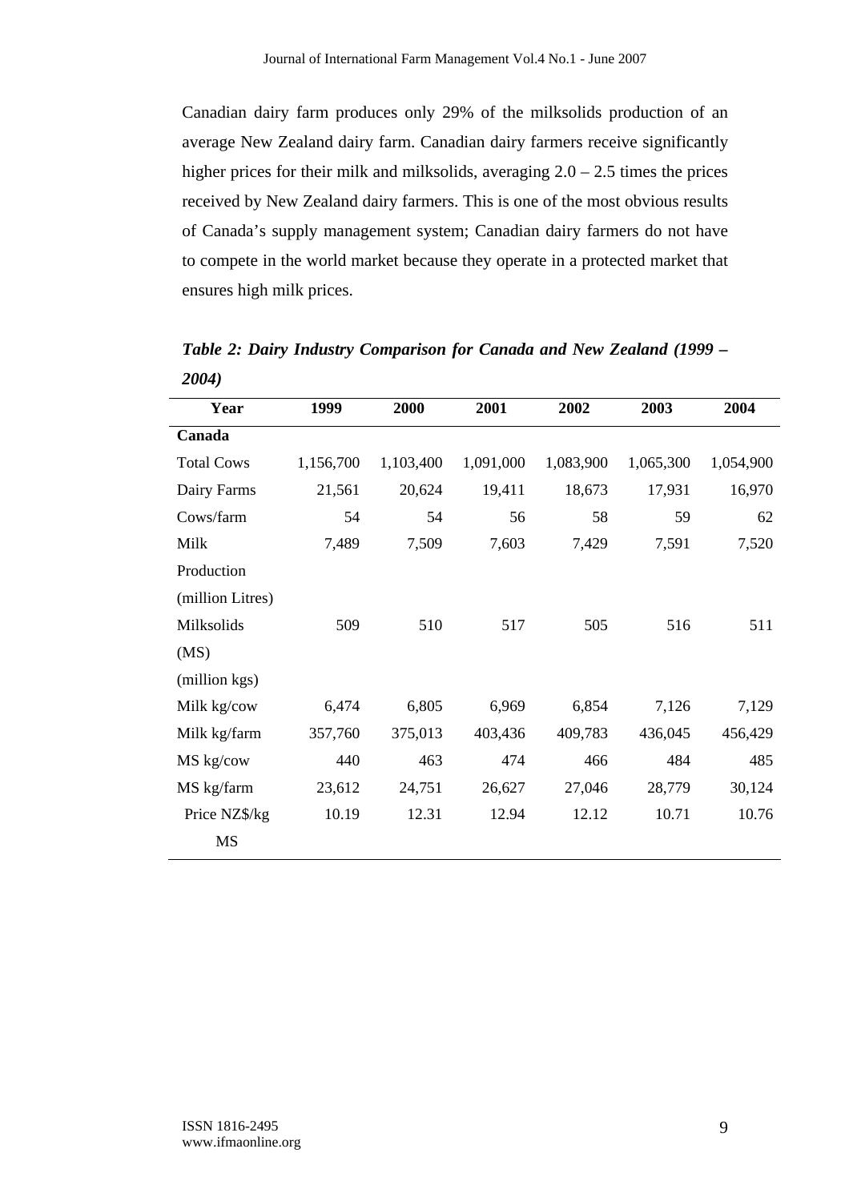Canadian dairy farm produces only 29% of the milksolids production of an average New Zealand dairy farm. Canadian dairy farmers receive significantly higher prices for their milk and milksolids, averaging 2.0 – 2.5 times the prices received by New Zealand dairy farmers. This is one of the most obvious results of Canada's supply management system; Canadian dairy farmers do not have to compete in the world market because they operate in a protected market that ensures high milk prices.

***Table 2: Dairy Industry Comparison for Canada and New Zealand (1999 – 2004)***

| Year | 1999 | 2000 | 2001 | 2002 | 2003 | 2004 |
|---|---|---|---|---|---|---|
| **Canada** | | | | | | |
| Total Cows | 1,156,700 | 1,103,400 | 1,091,000 | 1,083,900 | 1,065,300 | 1,054,900 |
| Dairy Farms | 21,561 | 20,624 | 19,411 | 18,673 | 17,931 | 16,970 |
| Cows/farm | 54 | 54 | 56 | 58 | 59 | 62 |
| Milk Production (million Litres) | 7,489 | 7,509 | 7,603 | 7,429 | 7,591 | 7,520 |
| Milksolids (MS) (million kgs) | 509 | 510 | 517 | 505 | 516 | 511 |
| Milk kg/cow | 6,474 | 6,805 | 6,969 | 6,854 | 7,126 | 7,129 |
| Milk kg/farm | 357,760 | 375,013 | 403,436 | 409,783 | 436,045 | 456,429 |
| MS kg/cow | 440 | 463 | 474 | 466 | 484 | 485 |
| MS kg/farm | 23,612 | 24,751 | 26,627 | 27,046 | 28,779 | 30,124 |
| Price NZ$/kg MS | 10.19 | 12.31 | 12.94 | 12.12 | 10.71 | 10.76 |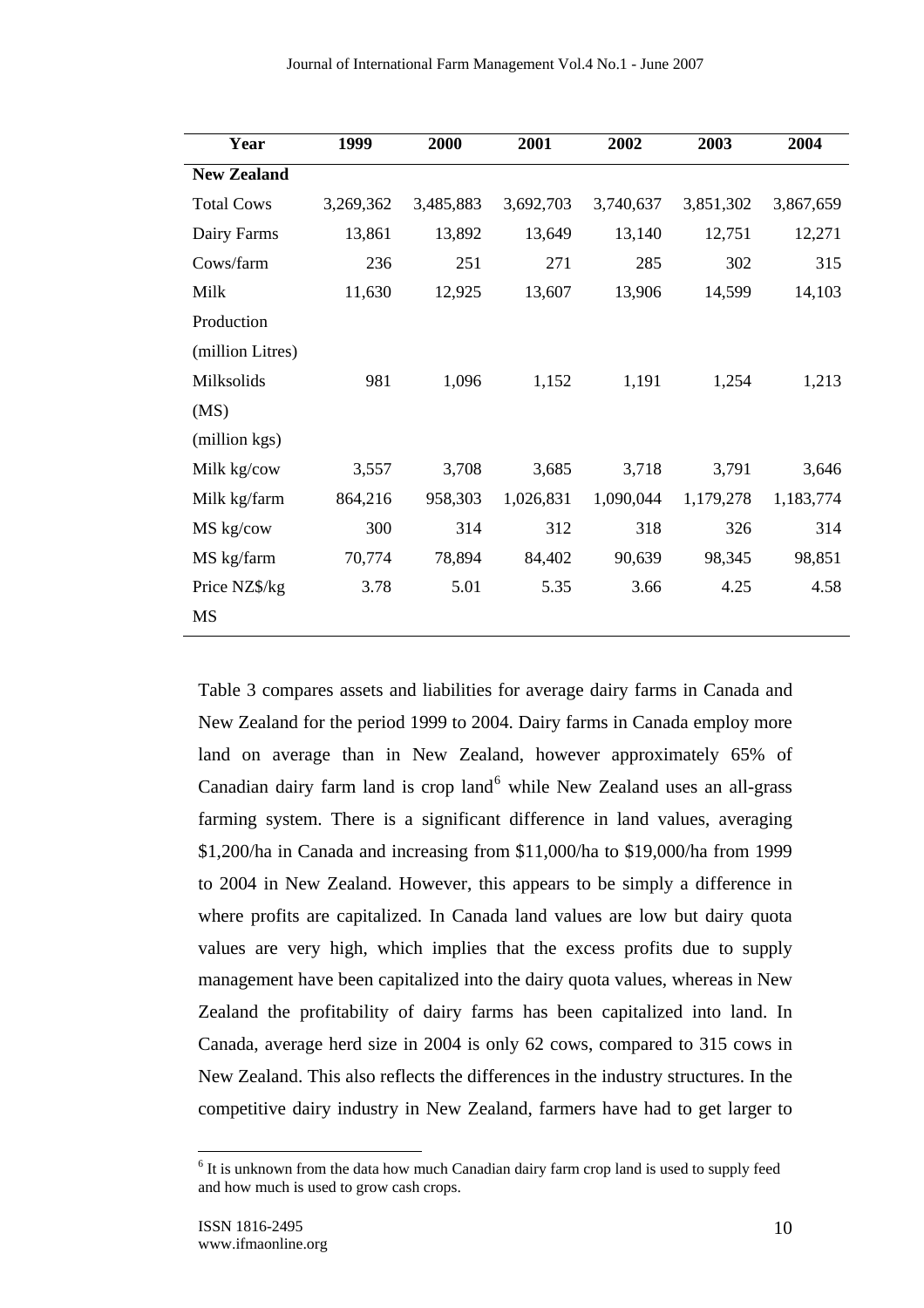| Year | 1999 | 2000 | 2001 | 2002 | 2003 | 2004 |
|---|---|---|---|---|---|---|
| **New Zealand** | | | | | | |
| Total Cows | 3,269,362 | 3,485,883 | 3,692,703 | 3,740,637 | 3,851,302 | 3,867,659 |
| Dairy Farms | 13,861 | 13,892 | 13,649 | 13,140 | 12,751 | 12,271 |
| Cows/farm | 236 | 251 | 271 | 285 | 302 | 315 |
| Milk Production (million Litres) | 11,630 | 12,925 | 13,607 | 13,906 | 14,599 | 14,103 |
| Milksolids (MS) (million kgs) | 981 | 1,096 | 1,152 | 1,191 | 1,254 | 1,213 |
| Milk kg/cow | 3,557 | 3,708 | 3,685 | 3,718 | 3,791 | 3,646 |
| Milk kg/farm | 864,216 | 958,303 | 1,026,831 | 1,090,044 | 1,179,278 | 1,183,774 |
| MS kg/cow | 300 | 314 | 312 | 318 | 326 | 314 |
| MS kg/farm | 70,774 | 78,894 | 84,402 | 90,639 | 98,345 | 98,851 |
| Price NZ$/kg MS | 3.78 | 5.01 | 5.35 | 3.66 | 4.25 | 4.58 |

Table 3 compares assets and liabilities for average dairy farms in Canada and New Zealand for the period 1999 to 2004. Dairy farms in Canada employ more land on average than in New Zealand, however approximately 65% of Canadian dairy farm land is crop land[6] while New Zealand uses an all-grass farming system. There is a significant difference in land values, averaging $1,200/ha in Canada and increasing from $11,000/ha to $19,000/ha from 1999 to 2004 in New Zealand. However, this appears to be simply a difference in where profits are capitalized. In Canada land values are low but dairy quota values are very high, which implies that the excess profits due to supply management have been capitalized into the dairy quota values, whereas in New Zealand the profitability of dairy farms has been capitalized into land. In Canada, average herd size in 2004 is only 62 cows, compared to 315 cows in New Zealand. This also reflects the differences in the industry structures. In the competitive dairy industry in New Zealand, farmers have had to get larger to

[6] It is unknown from the data how much Canadian dairy farm crop land is used to supply feed and how much is used to grow cash crops.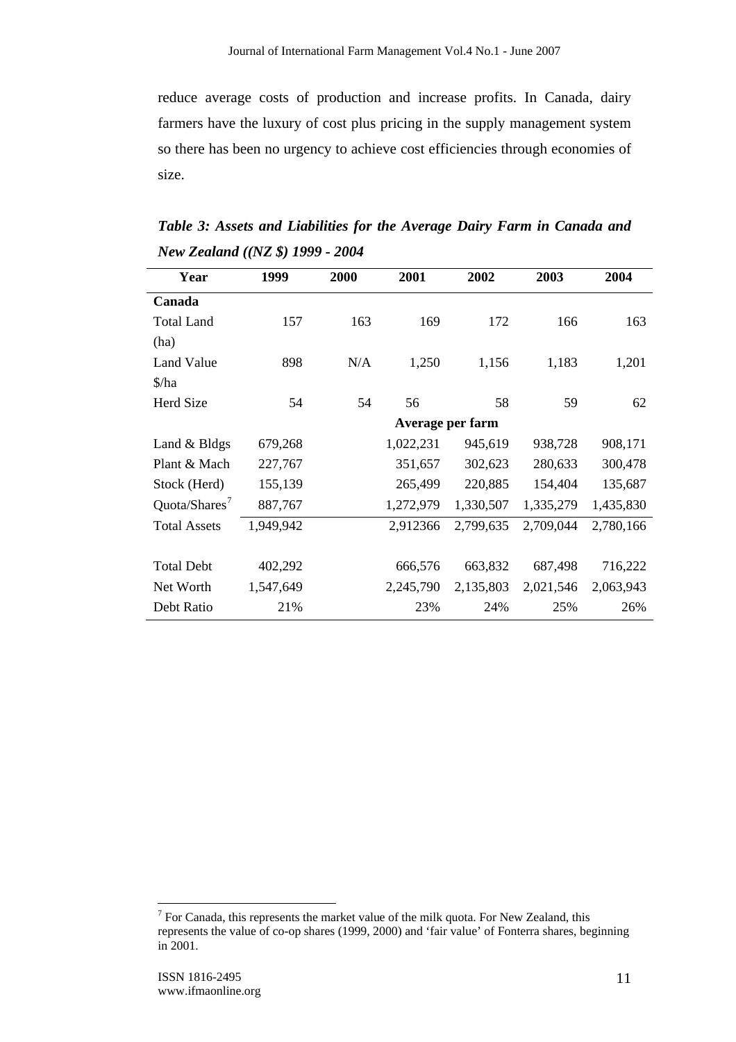reduce average costs of production and increase profits. In Canada, dairy farmers have the luxury of cost plus pricing in the supply management system so there has been no urgency to achieve cost efficiencies through economies of size.

***Table 3: Assets and Liabilities for the Average Dairy Farm in Canada and New Zealand ((NZ $) 1999 - 2004***

| Year | 1999 | 2000 | 2001 | 2002 | 2003 | 2004 |
|---|---|---|---|---|---|---|
| **Canada** | | | | | | |
| Total Land (ha) | 157 | 163 | 169 | 172 | 166 | 163 |
| Land Value $/ha | 898 | N/A | 1,250 | 1,156 | 1,183 | 1,201 |
| Herd Size | 54 | 54 | 56 | 58 | 59 | 62 |
| | | | **Average per farm** | | | |
| Land & Bldgs | 679,268 | | 1,022,231 | 945,619 | 938,728 | 908,171 |
| Plant & Mach | 227,767 | | 351,657 | 302,623 | 280,633 | 300,478 |
| Stock (Herd) | 155,139 | | 265,499 | 220,885 | 154,404 | 135,687 |
| Quota/Shares[7] | 887,767 | | 1,272,979 | 1,330,507 | 1,335,279 | 1,435,830 |
| Total Assets | 1,949,942 | | 2,912366 | 2,799,635 | 2,709,044 | 2,780,166 |
| | | | | | | |
| Total Debt | 402,292 | | 666,576 | 663,832 | 687,498 | 716,222 |
| Net Worth | 1,547,649 | | 2,245,790 | 2,135,803 | 2,021,546 | 2,063,943 |
| Debt Ratio | 21% | | 23% | 24% | 25% | 26% |

[7] For Canada, this represents the market value of the milk quota. For New Zealand, this represents the value of co-op shares (1999, 2000) and 'fair value' of Fonterra shares, beginning in 2001.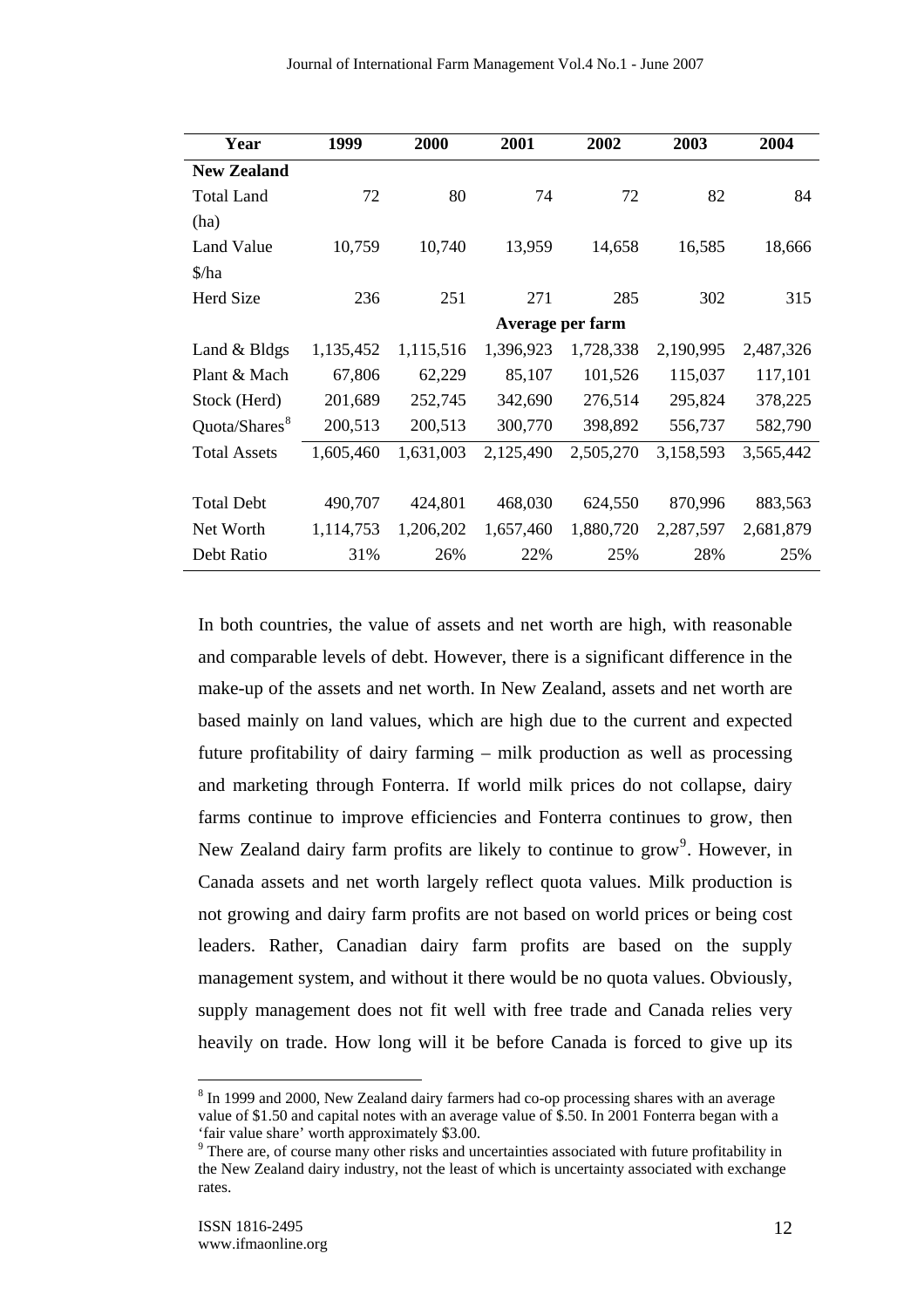| Year | 1999 | 2000 | 2001 | 2002 | 2003 | 2004 |
|---|---|---|---|---|---|---|
| **New Zealand** | | | | | | |
| Total Land (ha) | 72 | 80 | 74 | 72 | 82 | 84 |
| Land Value $/ha | 10,759 | 10,740 | 13,959 | 14,658 | 16,585 | 18,666 |
| Herd Size | 236 | 251 | 271 | 285 | 302 | 315 |
| | | | **Average per farm** | | | |
| Land & Bldgs | 1,135,452 | 1,115,516 | 1,396,923 | 1,728,338 | 2,190,995 | 2,487,326 |
| Plant & Mach | 67,806 | 62,229 | 85,107 | 101,526 | 115,037 | 117,101 |
| Stock (Herd) | 201,689 | 252,745 | 342,690 | 276,514 | 295,824 | 378,225 |
| Quota/Shares[8] | 200,513 | 200,513 | 300,770 | 398,892 | 556,737 | 582,790 |
| Total Assets | 1,605,460 | 1,631,003 | 2,125,490 | 2,505,270 | 3,158,593 | 3,565,442 |
| | | | | | | |
| Total Debt | 490,707 | 424,801 | 468,030 | 624,550 | 870,996 | 883,563 |
| Net Worth | 1,114,753 | 1,206,202 | 1,657,460 | 1,880,720 | 2,287,597 | 2,681,879 |
| Debt Ratio | 31% | 26% | 22% | 25% | 28% | 25% |

In both countries, the value of assets and net worth are high, with reasonable and comparable levels of debt. However, there is a significant difference in the make-up of the assets and net worth. In New Zealand, assets and net worth are based mainly on land values, which are high due to the current and expected future profitability of dairy farming – milk production as well as processing and marketing through Fonterra. If world milk prices do not collapse, dairy farms continue to improve efficiencies and Fonterra continues to grow, then New Zealand dairy farm profits are likely to continue to grow[9]. However, in Canada assets and net worth largely reflect quota values. Milk production is not growing and dairy farm profits are not based on world prices or being cost leaders. Rather, Canadian dairy farm profits are based on the supply management system, and without it there would be no quota values. Obviously, supply management does not fit well with free trade and Canada relies very heavily on trade. How long will it be before Canada is forced to give up its

[8] In 1999 and 2000, New Zealand dairy farmers had co-op processing shares with an average value of $1.50 and capital notes with an average value of $.50. In 2001 Fonterra began with a 'fair value share' worth approximately $3.00.

[9] There are, of course many other risks and uncertainties associated with future profitability in the New Zealand dairy industry, not the least of which is uncertainty associated with exchange rates.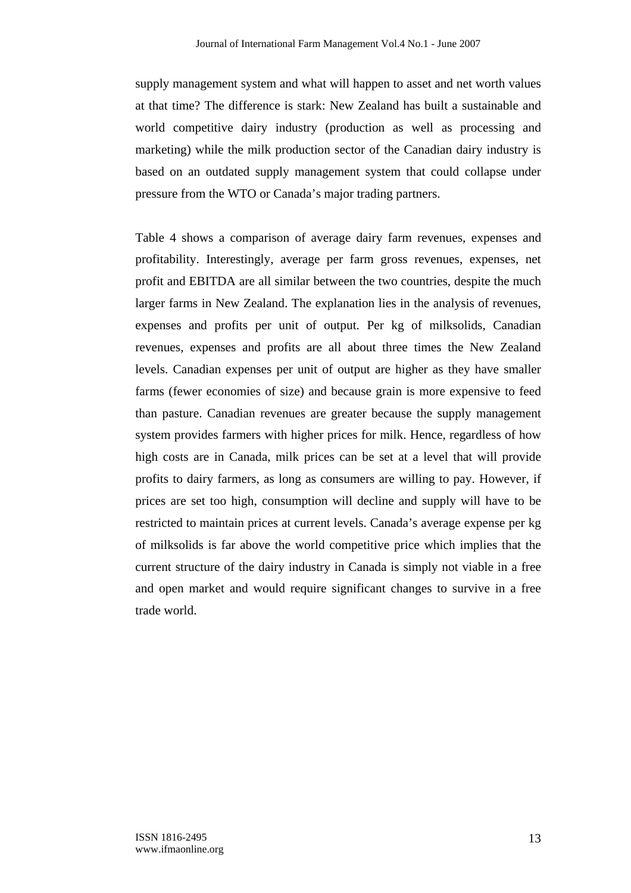supply management system and what will happen to asset and net worth values at that time? The difference is stark: New Zealand has built a sustainable and world competitive dairy industry (production as well as processing and marketing) while the milk production sector of the Canadian dairy industry is based on an outdated supply management system that could collapse under pressure from the WTO or Canada's major trading partners.

Table 4 shows a comparison of average dairy farm revenues, expenses and profitability. Interestingly, average per farm gross revenues, expenses, net profit and EBITDA are all similar between the two countries, despite the much larger farms in New Zealand. The explanation lies in the analysis of revenues, expenses and profits per unit of output. Per kg of milksolids, Canadian revenues, expenses and profits are all about three times the New Zealand levels. Canadian expenses per unit of output are higher as they have smaller farms (fewer economies of size) and because grain is more expensive to feed than pasture. Canadian revenues are greater because the supply management system provides farmers with higher prices for milk. Hence, regardless of how high costs are in Canada, milk prices can be set at a level that will provide profits to dairy farmers, as long as consumers are willing to pay. However, if prices are set too high, consumption will decline and supply will have to be restricted to maintain prices at current levels. Canada's average expense per kg of milksolids is far above the world competitive price which implies that the current structure of the dairy industry in Canada is simply not viable in a free and open market and would require significant changes to survive in a free trade world.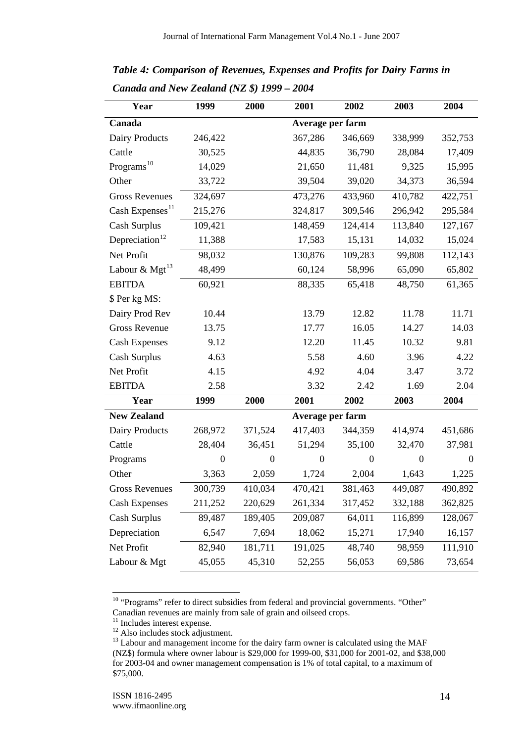*Table 4: Comparison of Revenues, Expenses and Profits for Dairy Farms in Canada and New Zealand (NZ $) 1999 – 2004*

| Year | 1999 | 2000 | 2001 | 2002 | 2003 | 2004 |
|---|---|---|---|---|---|---|
| **Canada** | | | **Average per farm** | | | |
| Dairy Products | 246,422 | | 367,286 | 346,669 | 338,999 | 352,753 |
| Cattle | 30,525 | | 44,835 | 36,790 | 28,084 | 17,409 |
| Programs[10] | 14,029 | | 21,650 | 11,481 | 9,325 | 15,995 |
| Other | 33,722 | | 39,504 | 39,020 | 34,373 | 36,594 |
| Gross Revenues | 324,697 | | 473,276 | 433,960 | 410,782 | 422,751 |
| Cash Expenses[11] | 215,276 | | 324,817 | 309,546 | 296,942 | 295,584 |
| Cash Surplus | 109,421 | | 148,459 | 124,414 | 113,840 | 127,167 |
| Depreciation[12] | 11,388 | | 17,583 | 15,131 | 14,032 | 15,024 |
| Net Profit | 98,032 | | 130,876 | 109,283 | 99,808 | 112,143 |
| Labour & Mgt[13] | 48,499 | | 60,124 | 58,996 | 65,090 | 65,802 |
| EBITDA | 60,921 | | 88,335 | 65,418 | 48,750 | 61,365 |
| $ Per kg MS: | | | | | | |
| Dairy Prod Rev | 10.44 | | 13.79 | 12.82 | 11.78 | 11.71 |
| Gross Revenue | 13.75 | | 17.77 | 16.05 | 14.27 | 14.03 |
| Cash Expenses | 9.12 | | 12.20 | 11.45 | 10.32 | 9.81 |
| Cash Surplus | 4.63 | | 5.58 | 4.60 | 3.96 | 4.22 |
| Net Profit | 4.15 | | 4.92 | 4.04 | 3.47 | 3.72 |
| EBITDA | 2.58 | | 3.32 | 2.42 | 1.69 | 2.04 |
| **Year** | **1999** | **2000** | **2001** | **2002** | **2003** | **2004** |
| **New Zealand** | | | **Average per farm** | | | |
| Dairy Products | 268,972 | 371,524 | 417,403 | 344,359 | 414,974 | 451,686 |
| Cattle | 28,404 | 36,451 | 51,294 | 35,100 | 32,470 | 37,981 |
| Programs | 0 | 0 | 0 | 0 | 0 | 0 |
| Other | 3,363 | 2,059 | 1,724 | 2,004 | 1,643 | 1,225 |
| Gross Revenues | 300,739 | 410,034 | 470,421 | 381,463 | 449,087 | 490,892 |
| Cash Expenses | 211,252 | 220,629 | 261,334 | 317,452 | 332,188 | 362,825 |
| Cash Surplus | 89,487 | 189,405 | 209,087 | 64,011 | 116,899 | 128,067 |
| Depreciation | 6,547 | 7,694 | 18,062 | 15,271 | 17,940 | 16,157 |
| Net Profit | 82,940 | 181,711 | 191,025 | 48,740 | 98,959 | 111,910 |
| Labour & Mgt | 45,055 | 45,310 | 52,255 | 56,053 | 69,586 | 73,654 |

[10] "Programs" refer to direct subsidies from federal and provincial governments. "Other" Canadian revenues are mainly from sale of grain and oilseed crops.

[11] Includes interest expense.

[12] Also includes stock adjustment.

[13] Labour and management income for the dairy farm owner is calculated using the MAF (NZ$) formula where owner labour is $29,000 for 1999-00, $31,000 for 2001-02, and $38,000 for 2003-04 and owner management compensation is 1% of total capital, to a maximum of $75,000.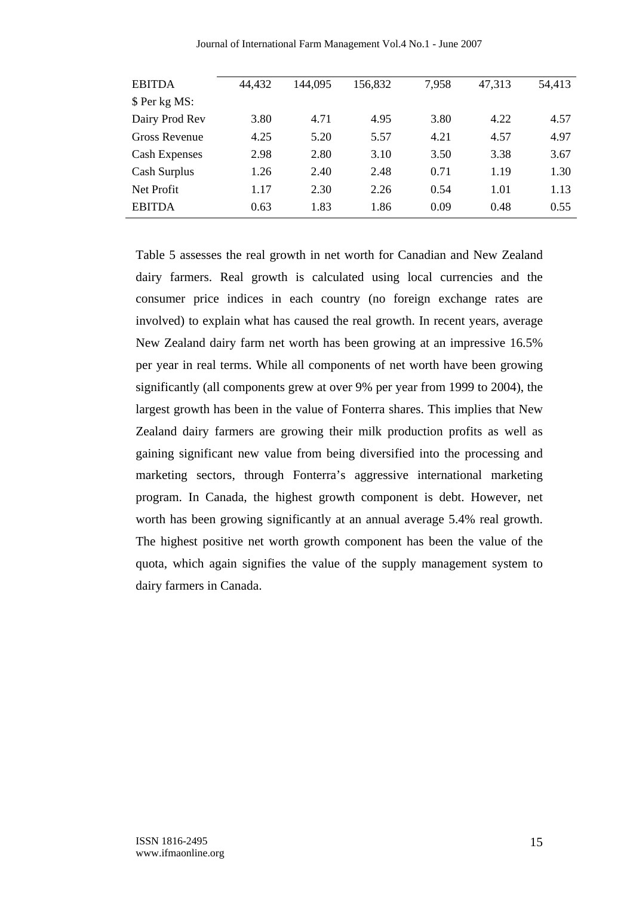| EBITDA | 44,432 | 144,095 | 156,832 | 7,958 | 47,313 | 54,413 |
|---|---|---|---|---|---|---|
| $ Per kg MS: | | | | | | |
| Dairy Prod Rev | 3.80 | 4.71 | 4.95 | 3.80 | 4.22 | 4.57 |
| Gross Revenue | 4.25 | 5.20 | 5.57 | 4.21 | 4.57 | 4.97 |
| Cash Expenses | 2.98 | 2.80 | 3.10 | 3.50 | 3.38 | 3.67 |
| Cash Surplus | 1.26 | 2.40 | 2.48 | 0.71 | 1.19 | 1.30 |
| Net Profit | 1.17 | 2.30 | 2.26 | 0.54 | 1.01 | 1.13 |
| EBITDA | 0.63 | 1.83 | 1.86 | 0.09 | 0.48 | 0.55 |

Table 5 assesses the real growth in net worth for Canadian and New Zealand dairy farmers. Real growth is calculated using local currencies and the consumer price indices in each country (no foreign exchange rates are involved) to explain what has caused the real growth. In recent years, average New Zealand dairy farm net worth has been growing at an impressive 16.5% per year in real terms. While all components of net worth have been growing significantly (all components grew at over 9% per year from 1999 to 2004), the largest growth has been in the value of Fonterra shares. This implies that New Zealand dairy farmers are growing their milk production profits as well as gaining significant new value from being diversified into the processing and marketing sectors, through Fonterra's aggressive international marketing program. In Canada, the highest growth component is debt. However, net worth has been growing significantly at an annual average 5.4% real growth. The highest positive net worth growth component has been the value of the quota, which again signifies the value of the supply management system to dairy farmers in Canada.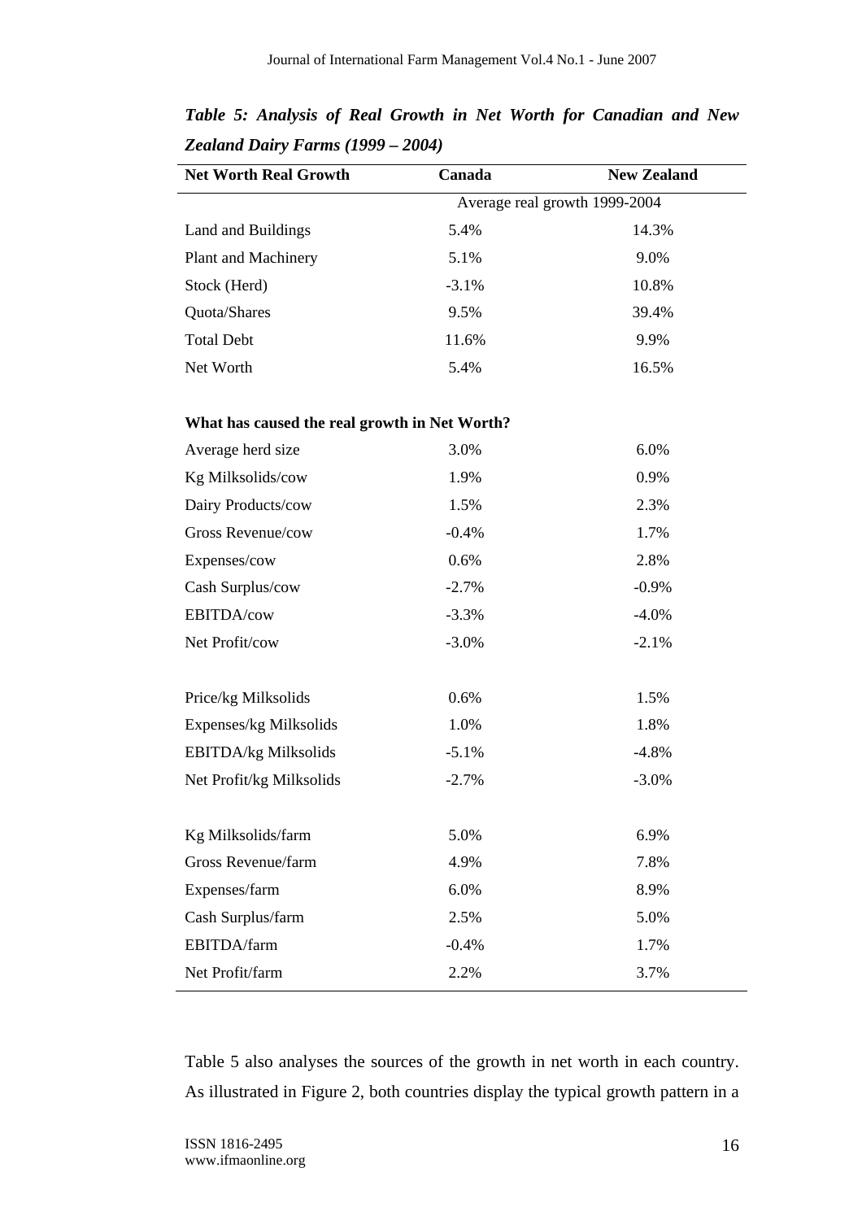*Table 5: Analysis of Real Growth in Net Worth for Canadian and New Zealand Dairy Farms (1999 – 2004)*

| Net Worth Real Growth | Canada | New Zealand |
|---|---|---|
| | Average real growth 1999-2004 | |
| Land and Buildings | 5.4% | 14.3% |
| Plant and Machinery | 5.1% | 9.0% |
| Stock (Herd) | -3.1% | 10.8% |
| Quota/Shares | 9.5% | 39.4% |
| Total Debt | 11.6% | 9.9% |
| Net Worth | 5.4% | 16.5% |
| **What has caused the real growth in Net Worth?** | | |
| Average herd size | 3.0% | 6.0% |
| Kg Milksolids/cow | 1.9% | 0.9% |
| Dairy Products/cow | 1.5% | 2.3% |
| Gross Revenue/cow | -0.4% | 1.7% |
| Expenses/cow | 0.6% | 2.8% |
| Cash Surplus/cow | -2.7% | -0.9% |
| EBITDA/cow | -3.3% | -4.0% |
| Net Profit/cow | -3.0% | -2.1% |
| Price/kg Milksolids | 0.6% | 1.5% |
| Expenses/kg Milksolids | 1.0% | 1.8% |
| EBITDA/kg Milksolids | -5.1% | -4.8% |
| Net Profit/kg Milksolids | -2.7% | -3.0% |
| Kg Milksolids/farm | 5.0% | 6.9% |
| Gross Revenue/farm | 4.9% | 7.8% |
| Expenses/farm | 6.0% | 8.9% |
| Cash Surplus/farm | 2.5% | 5.0% |
| EBITDA/farm | -0.4% | 1.7% |
| Net Profit/farm | 2.2% | 3.7% |

Table 5 also analyses the sources of the growth in net worth in each country. As illustrated in Figure 2, both countries display the typical growth pattern in a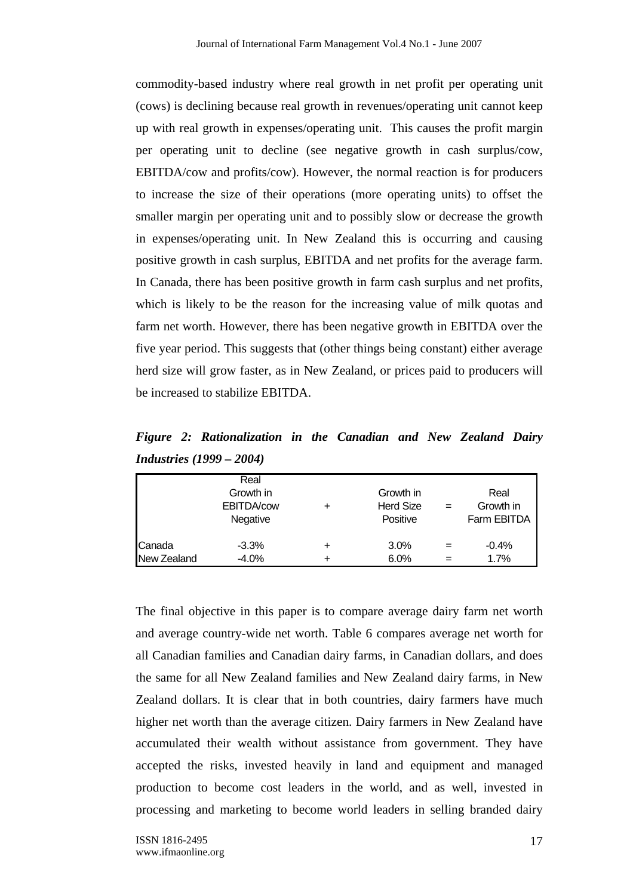commodity-based industry where real growth in net profit per operating unit (cows) is declining because real growth in revenues/operating unit cannot keep up with real growth in expenses/operating unit. This causes the profit margin per operating unit to decline (see negative growth in cash surplus/cow, EBITDA/cow and profits/cow). However, the normal reaction is for producers to increase the size of their operations (more operating units) to offset the smaller margin per operating unit and to possibly slow or decrease the growth in expenses/operating unit. In New Zealand this is occurring and causing positive growth in cash surplus, EBITDA and net profits for the average farm. In Canada, there has been positive growth in farm cash surplus and net profits, which is likely to be the reason for the increasing value of milk quotas and farm net worth. However, there has been negative growth in EBITDA over the five year period. This suggests that (other things being constant) either average herd size will grow faster, as in New Zealand, or prices paid to producers will be increased to stabilize EBITDA.

***Figure 2: Rationalization in the Canadian and New Zealand Dairy Industries (1999 – 2004)***

| | Real Growth in EBITDA/cow Negative | + | Growth in Herd Size Positive | = | Real Growth in Farm EBITDA |
|---|---|---|---|---|---|
| Canada | -3.3% | + | 3.0% | = | -0.4% |
| New Zealand | -4.0% | + | 6.0% | = | 1.7% |

The final objective in this paper is to compare average dairy farm net worth and average country-wide net worth. Table 6 compares average net worth for all Canadian families and Canadian dairy farms, in Canadian dollars, and does the same for all New Zealand families and New Zealand dairy farms, in New Zealand dollars. It is clear that in both countries, dairy farmers have much higher net worth than the average citizen. Dairy farmers in New Zealand have accumulated their wealth without assistance from government. They have accepted the risks, invested heavily in land and equipment and managed production to become cost leaders in the world, and as well, invested in processing and marketing to become world leaders in selling branded dairy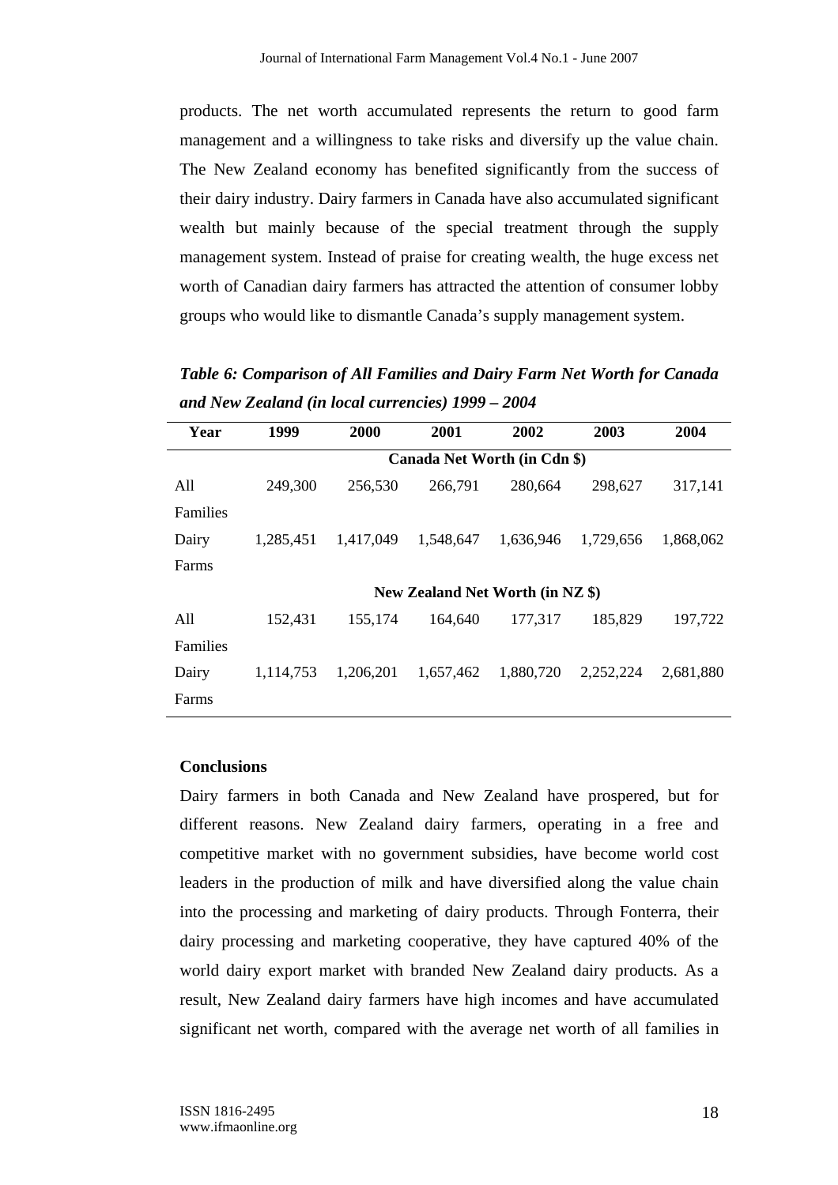products. The net worth accumulated represents the return to good farm management and a willingness to take risks and diversify up the value chain. The New Zealand economy has benefited significantly from the success of their dairy industry. Dairy farmers in Canada have also accumulated significant wealth but mainly because of the special treatment through the supply management system. Instead of praise for creating wealth, the huge excess net worth of Canadian dairy farmers has attracted the attention of consumer lobby groups who would like to dismantle Canada's supply management system.

***Table 6: Comparison of All Families and Dairy Farm Net Worth for Canada and New Zealand (in local currencies) 1999 – 2004***

| Year | 1999 | 2000 | 2001 | 2002 | 2003 | 2004 |
|---|---|---|---|---|---|---|
| | **Canada Net Worth (in Cdn $)** | | | | | |
| All Families | 249,300 | 256,530 | 266,791 | 280,664 | 298,627 | 317,141 |
| Dairy Farms | 1,285,451 | 1,417,049 | 1,548,647 | 1,636,946 | 1,729,656 | 1,868,062 |
| | **New Zealand Net Worth (in NZ $)** | | | | | |
| All Families | 152,431 | 155,174 | 164,640 | 177,317 | 185,829 | 197,722 |
| Dairy Farms | 1,114,753 | 1,206,201 | 1,657,462 | 1,880,720 | 2,252,224 | 2,681,880 |

## Conclusions

Dairy farmers in both Canada and New Zealand have prospered, but for different reasons. New Zealand dairy farmers, operating in a free and competitive market with no government subsidies, have become world cost leaders in the production of milk and have diversified along the value chain into the processing and marketing of dairy products. Through Fonterra, their dairy processing and marketing cooperative, they have captured 40% of the world dairy export market with branded New Zealand dairy products. As a result, New Zealand dairy farmers have high incomes and have accumulated significant net worth, compared with the average net worth of all families in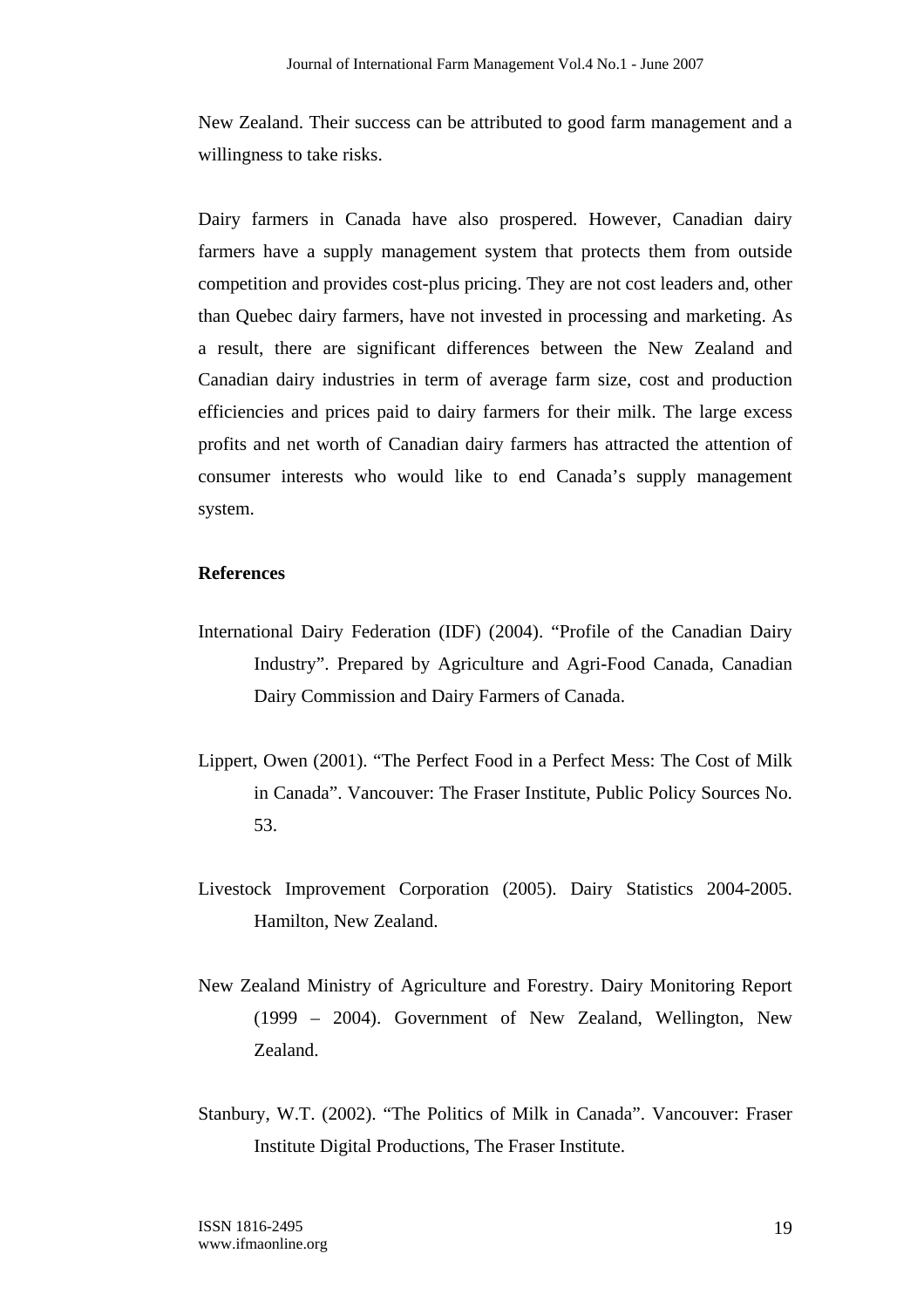New Zealand. Their success can be attributed to good farm management and a willingness to take risks.

Dairy farmers in Canada have also prospered. However, Canadian dairy farmers have a supply management system that protects them from outside competition and provides cost-plus pricing. They are not cost leaders and, other than Quebec dairy farmers, have not invested in processing and marketing. As a result, there are significant differences between the New Zealand and Canadian dairy industries in term of average farm size, cost and production efficiencies and prices paid to dairy farmers for their milk. The large excess profits and net worth of Canadian dairy farmers has attracted the attention of consumer interests who would like to end Canada's supply management system.

**References**

International Dairy Federation (IDF) (2004). "Profile of the Canadian Dairy Industry". Prepared by Agriculture and Agri-Food Canada, Canadian Dairy Commission and Dairy Farmers of Canada.

Lippert, Owen (2001). "The Perfect Food in a Perfect Mess: The Cost of Milk in Canada". Vancouver: The Fraser Institute, Public Policy Sources No. 53.

Livestock Improvement Corporation (2005). Dairy Statistics 2004-2005. Hamilton, New Zealand.

New Zealand Ministry of Agriculture and Forestry. Dairy Monitoring Report (1999 – 2004). Government of New Zealand, Wellington, New Zealand.

Stanbury, W.T. (2002). "The Politics of Milk in Canada". Vancouver: Fraser Institute Digital Productions, The Fraser Institute.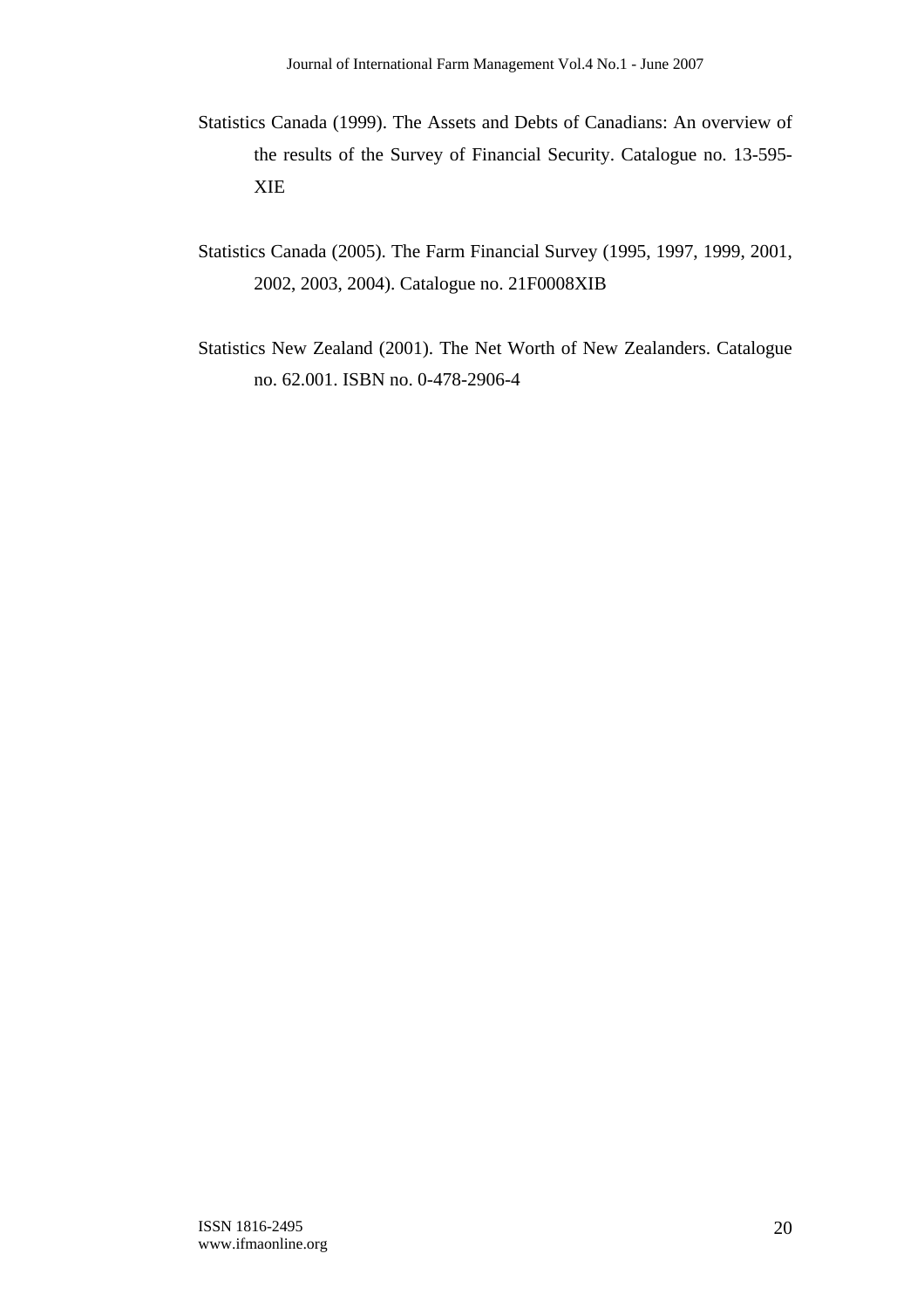Statistics Canada (1999). The Assets and Debts of Canadians: An overview of the results of the Survey of Financial Security. Catalogue no. 13-595-XIE

Statistics Canada (2005). The Farm Financial Survey (1995, 1997, 1999, 2001, 2002, 2003, 2004). Catalogue no. 21F0008XIB

Statistics New Zealand (2001). The Net Worth of New Zealanders. Catalogue no. 62.001. ISBN no. 0-478-2906-4